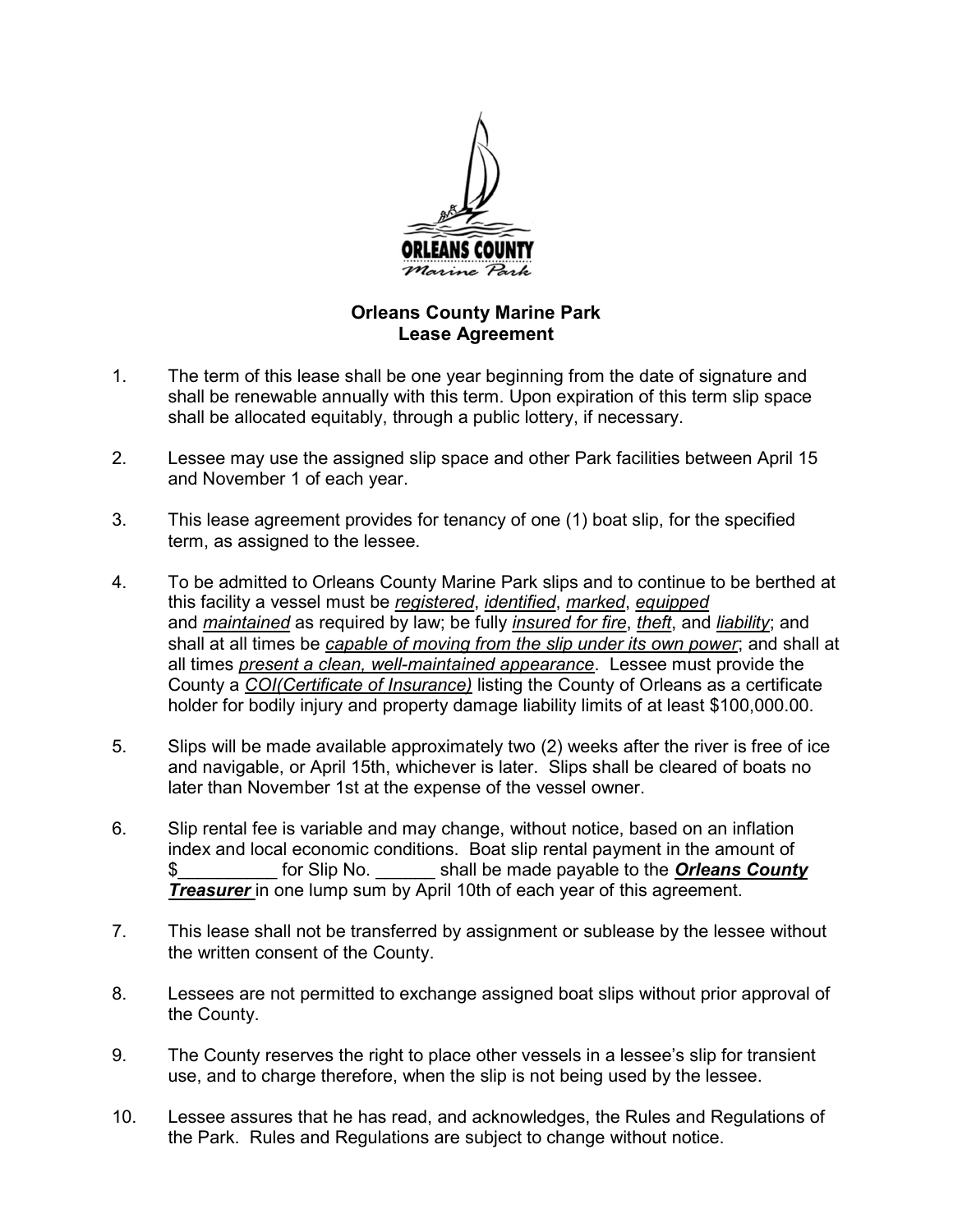# Orleans County Marine Park
## Lease Agreement

1. The term of this lease shall be one year beginning from the date of signature and shall be renewable annually with this term. Upon expiration of this term slip space shall be allocated equitably, through a public lottery, if necessary.

2. Lessee may use the assigned slip space and other Park facilities between April 15 and November 1 of each year.

3. This lease agreement provides for tenancy of one (1) boat slip, for the specified term, as assigned to the lessee.

4. To be admitted to Orleans County Marine Park slips and to continue to be berthed at this facility a vessel must be <u>*registered*</u>, <u>*identified*</u>, <u>*marked*</u>, <u>*equipped*</u> and <u>*maintained*</u> as required by law; be fully <u>*insured for fire*</u>, <u>*theft*</u>, and <u>*liability*</u>; and shall at all times be <u>*capable of moving from the slip under its own power*</u>; and shall at all times <u>*present a clean, well-maintained appearance*</u>. Lessee must provide the County a <u>*COI(Certificate of Insurance)*</u> listing the County of Orleans as a certificate holder for bodily injury and property damage liability limits of at least $100,000.00.

5. Slips will be made available approximately two (2) weeks after the river is free of ice and navigable, or April 15th, whichever is later. Slips shall be cleared of boats no later than November 1st at the expense of the vessel owner.

6. Slip rental fee is variable and may change, without notice, based on an inflation index and local economic conditions. Boat slip rental payment in the amount of $__________ for Slip No. ______ shall be made payable to the <u>***Orleans County Treasurer***</u> in one lump sum by April 10th of each year of this agreement.

7. This lease shall not be transferred by assignment or sublease by the lessee without the written consent of the County.

8. Lessees are not permitted to exchange assigned boat slips without prior approval of the County.

9. The County reserves the right to place other vessels in a lessee's slip for transient use, and to charge therefore, when the slip is not being used by the lessee.

10. Lessee assures that he has read, and acknowledges, the Rules and Regulations of the Park. Rules and Regulations are subject to change without notice.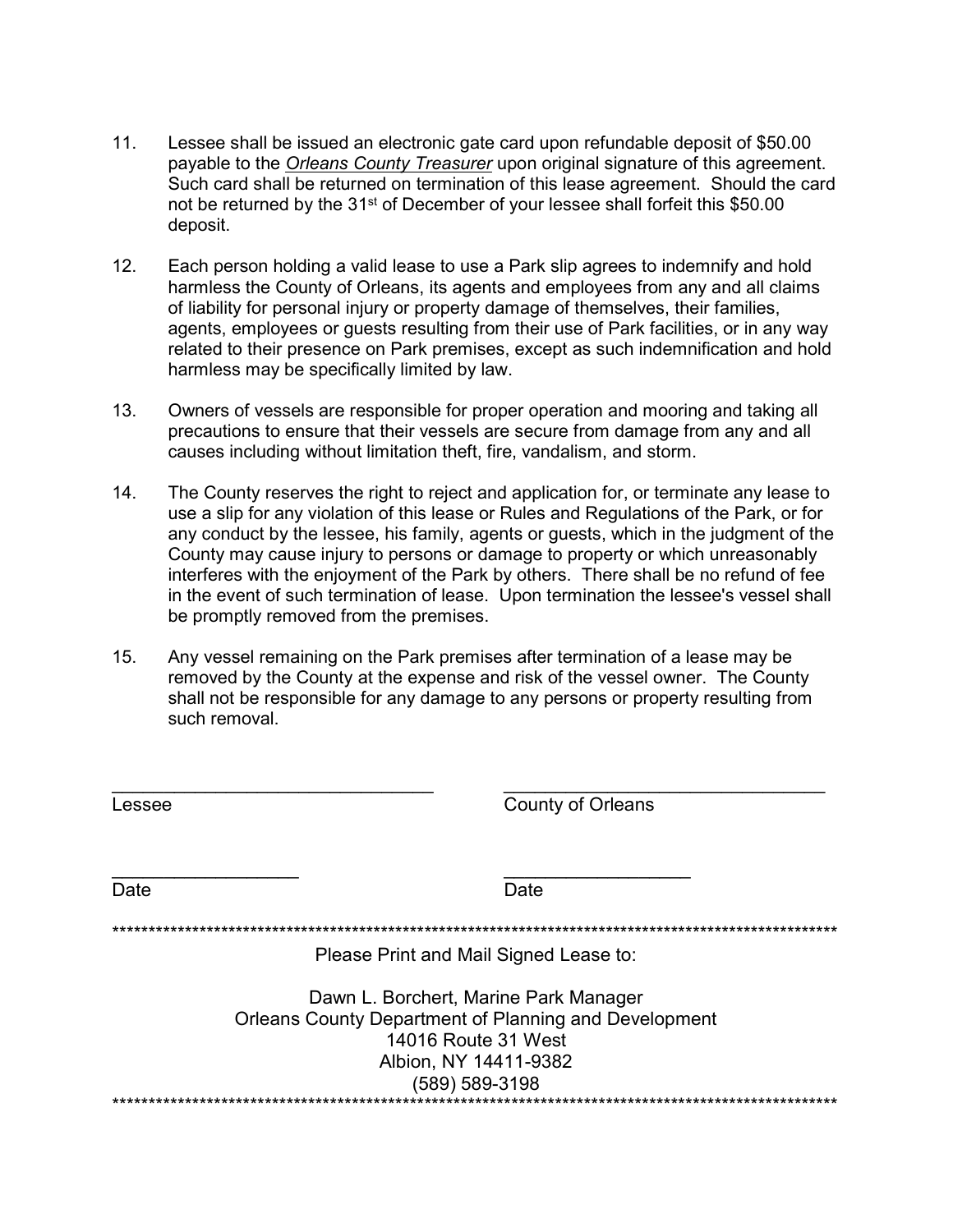11. Lessee shall be issued an electronic gate card upon refundable deposit of $50.00 payable to the ***Orleans County Treasurer*** upon original signature of this agreement. Such card shall be returned on termination of this lease agreement. Should the card not be returned by the 31st of December of your lessee shall forfeit this $50.00 deposit.

12. Each person holding a valid lease to use a Park slip agrees to indemnify and hold harmless the County of Orleans, its agents and employees from any and all claims of liability for personal injury or property damage of themselves, their families, agents, employees or guests resulting from their use of Park facilities, or in any way related to their presence on Park premises, except as such indemnification and hold harmless may be specifically limited by law.

13. Owners of vessels are responsible for proper operation and mooring and taking all precautions to ensure that their vessels are secure from damage from any and all causes including without limitation theft, fire, vandalism, and storm.

14. The County reserves the right to reject and application for, or terminate any lease to use a slip for any violation of this lease or Rules and Regulations of the Park, or for any conduct by the lessee, his family, agents or guests, which in the judgment of the County may cause injury to persons or damage to property or which unreasonably interferes with the enjoyment of the Park by others. There shall be no refund of fee in the event of such termination of lease. Upon termination the lessee's vessel shall be promptly removed from the premises.

15. Any vessel remaining on the Park premises after termination of a lease may be removed by the County at the expense and risk of the vessel owner. The County shall not be responsible for any damage to any persons or property resulting from such removal.

________________________________ ________________________________
Lessee County of Orleans

__________________ __________________
Date Date

*****************************************************************************************************

Please Print and Mail Signed Lease to:

Dawn L. Borchert, Marine Park Manager
Orleans County Department of Planning and Development
14016 Route 31 West
Albion, NY 14411-9382
(589) 589-3198

*****************************************************************************************************